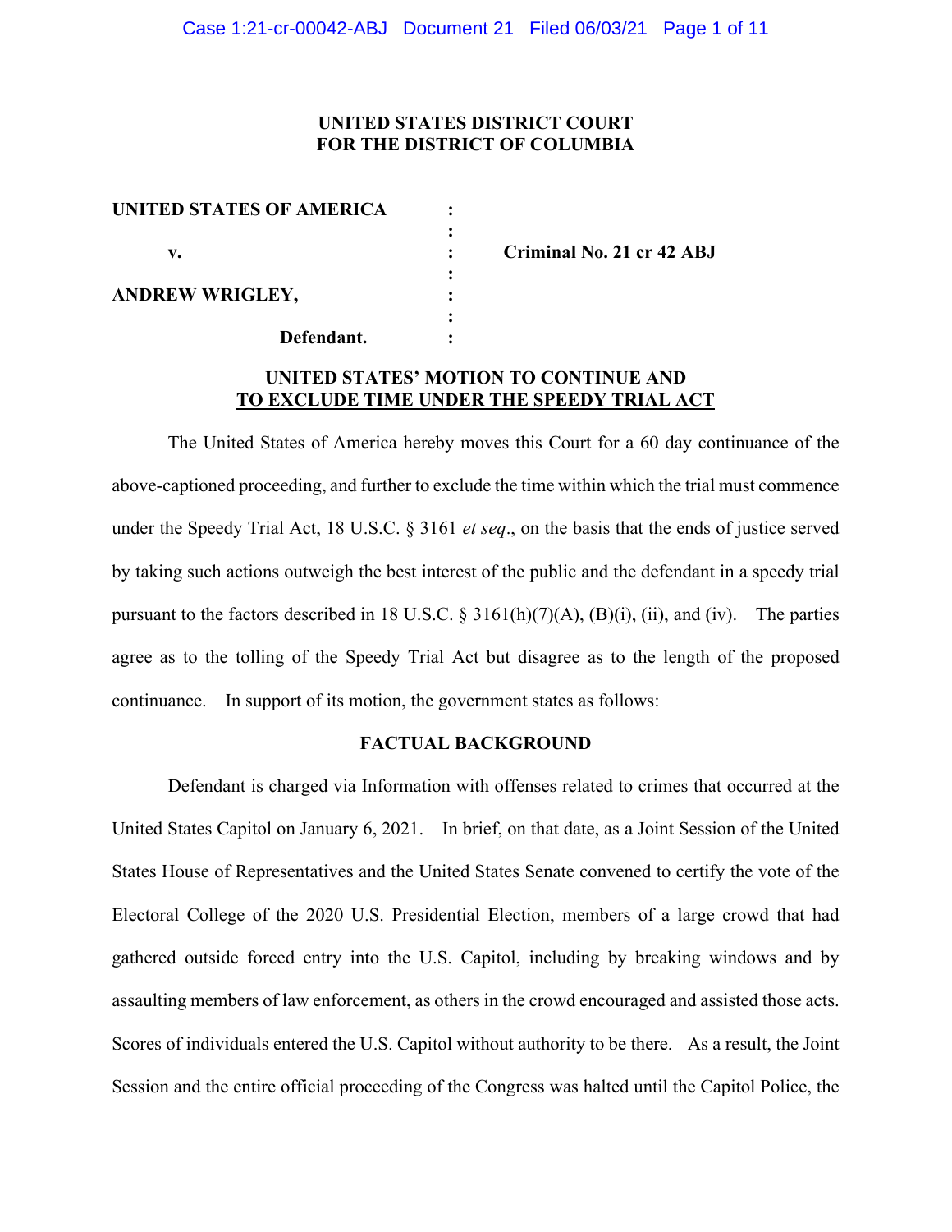**UNITED STATES DISTRICT COURT**
**FOR THE DISTRICT OF COLUMBIA**

| | | |
|---|---|---|
| **UNITED STATES OF AMERICA** | : | |
| | : | |
| **v.** | : | **Criminal No. 21 cr 42 ABJ** |
| | : | |
| **ANDREW WRIGLEY,** | : | |
| | : | |
| **Defendant.** | : | |

## UNITED STATES' MOTION TO CONTINUE AND TO EXCLUDE TIME UNDER THE SPEEDY TRIAL ACT

The United States of America hereby moves this Court for a 60 day continuance of the above-captioned proceeding, and further to exclude the time within which the trial must commence under the Speedy Trial Act, 18 U.S.C. § 3161 *et seq*., on the basis that the ends of justice served by taking such actions outweigh the best interest of the public and the defendant in a speedy trial pursuant to the factors described in 18 U.S.C. § 3161(h)(7)(A), (B)(i), (ii), and (iv). The parties agree as to the tolling of the Speedy Trial Act but disagree as to the length of the proposed continuance. In support of its motion, the government states as follows:

### FACTUAL BACKGROUND

Defendant is charged via Information with offenses related to crimes that occurred at the United States Capitol on January 6, 2021. In brief, on that date, as a Joint Session of the United States House of Representatives and the United States Senate convened to certify the vote of the Electoral College of the 2020 U.S. Presidential Election, members of a large crowd that had gathered outside forced entry into the U.S. Capitol, including by breaking windows and by assaulting members of law enforcement, as others in the crowd encouraged and assisted those acts. Scores of individuals entered the U.S. Capitol without authority to be there. As a result, the Joint Session and the entire official proceeding of the Congress was halted until the Capitol Police, the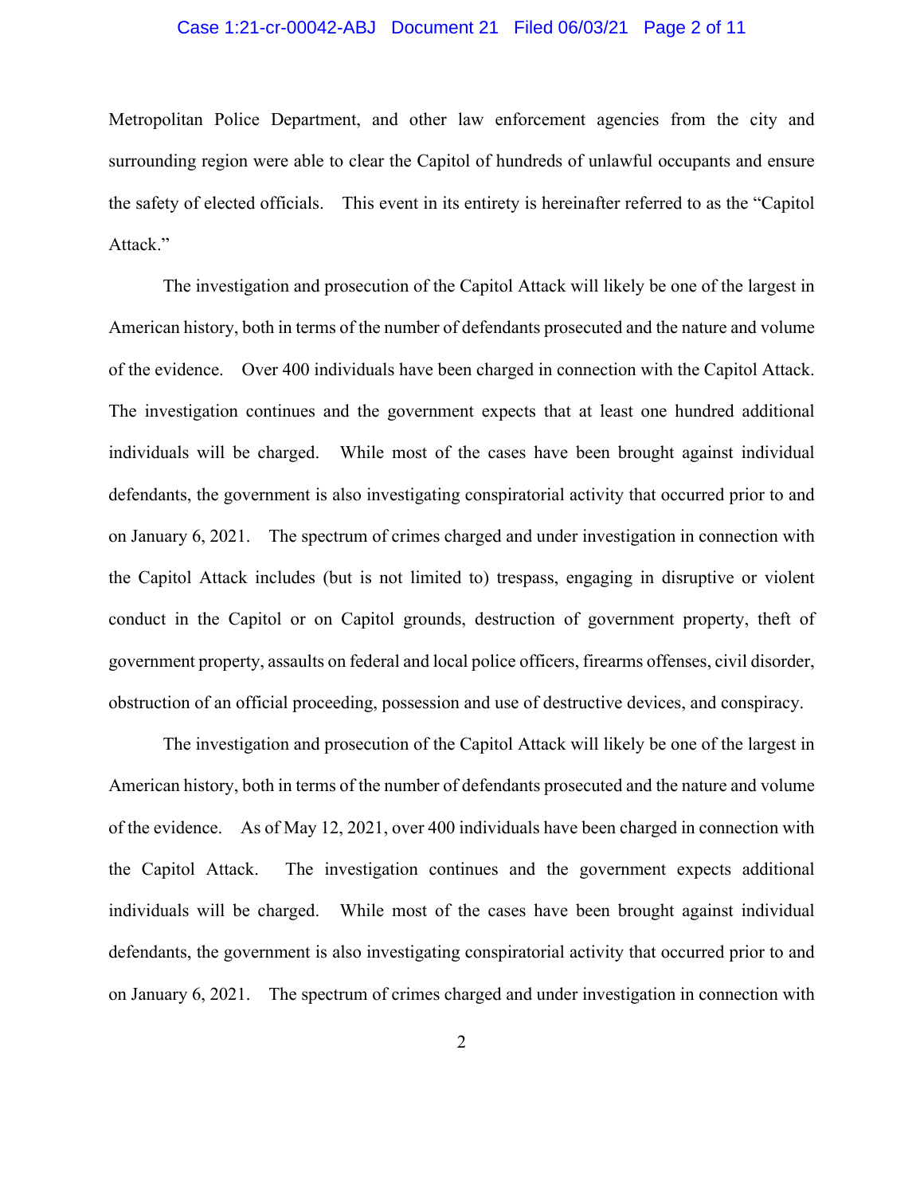Metropolitan Police Department, and other law enforcement agencies from the city and surrounding region were able to clear the Capitol of hundreds of unlawful occupants and ensure the safety of elected officials. This event in its entirety is hereinafter referred to as the "Capitol Attack."

The investigation and prosecution of the Capitol Attack will likely be one of the largest in American history, both in terms of the number of defendants prosecuted and the nature and volume of the evidence. Over 400 individuals have been charged in connection with the Capitol Attack. The investigation continues and the government expects that at least one hundred additional individuals will be charged. While most of the cases have been brought against individual defendants, the government is also investigating conspiratorial activity that occurred prior to and on January 6, 2021. The spectrum of crimes charged and under investigation in connection with the Capitol Attack includes (but is not limited to) trespass, engaging in disruptive or violent conduct in the Capitol or on Capitol grounds, destruction of government property, theft of government property, assaults on federal and local police officers, firearms offenses, civil disorder, obstruction of an official proceeding, possession and use of destructive devices, and conspiracy.

The investigation and prosecution of the Capitol Attack will likely be one of the largest in American history, both in terms of the number of defendants prosecuted and the nature and volume of the evidence. As of May 12, 2021, over 400 individuals have been charged in connection with the Capitol Attack. The investigation continues and the government expects additional individuals will be charged. While most of the cases have been brought against individual defendants, the government is also investigating conspiratorial activity that occurred prior to and on January 6, 2021. The spectrum of crimes charged and under investigation in connection with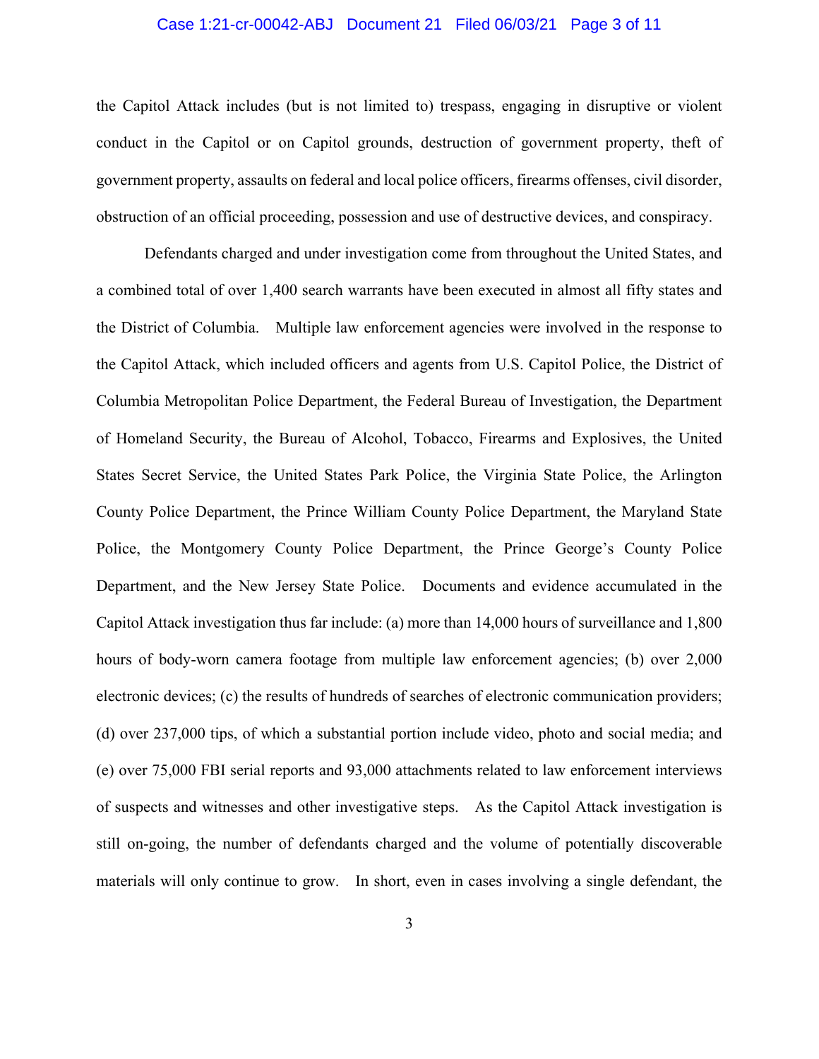the Capitol Attack includes (but is not limited to) trespass, engaging in disruptive or violent conduct in the Capitol or on Capitol grounds, destruction of government property, theft of government property, assaults on federal and local police officers, firearms offenses, civil disorder, obstruction of an official proceeding, possession and use of destructive devices, and conspiracy.

Defendants charged and under investigation come from throughout the United States, and a combined total of over 1,400 search warrants have been executed in almost all fifty states and the District of Columbia. Multiple law enforcement agencies were involved in the response to the Capitol Attack, which included officers and agents from U.S. Capitol Police, the District of Columbia Metropolitan Police Department, the Federal Bureau of Investigation, the Department of Homeland Security, the Bureau of Alcohol, Tobacco, Firearms and Explosives, the United States Secret Service, the United States Park Police, the Virginia State Police, the Arlington County Police Department, the Prince William County Police Department, the Maryland State Police, the Montgomery County Police Department, the Prince George's County Police Department, and the New Jersey State Police. Documents and evidence accumulated in the Capitol Attack investigation thus far include: (a) more than 14,000 hours of surveillance and 1,800 hours of body-worn camera footage from multiple law enforcement agencies; (b) over 2,000 electronic devices; (c) the results of hundreds of searches of electronic communication providers; (d) over 237,000 tips, of which a substantial portion include video, photo and social media; and (e) over 75,000 FBI serial reports and 93,000 attachments related to law enforcement interviews of suspects and witnesses and other investigative steps. As the Capitol Attack investigation is still on-going, the number of defendants charged and the volume of potentially discoverable materials will only continue to grow. In short, even in cases involving a single defendant, the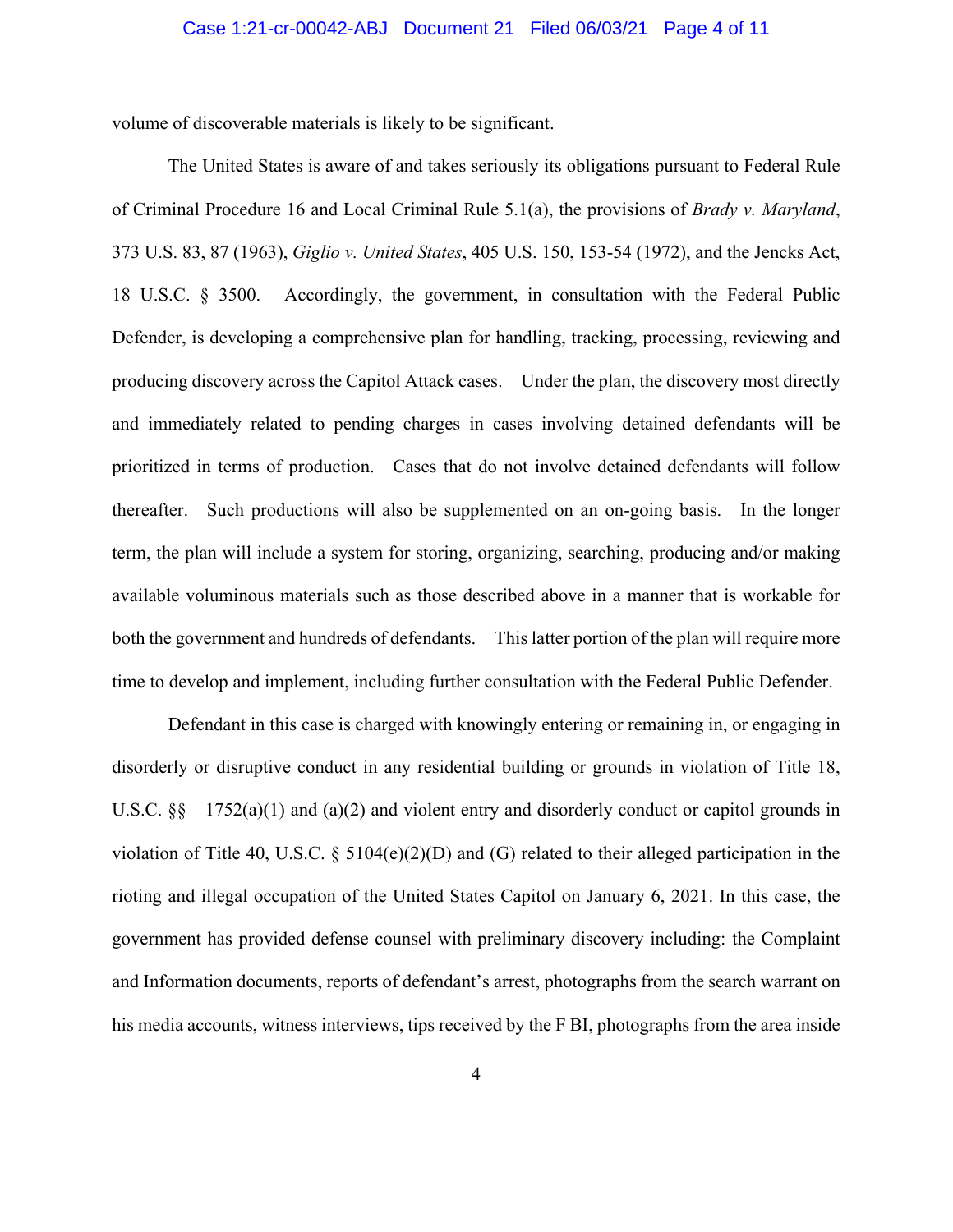volume of discoverable materials is likely to be significant.

The United States is aware of and takes seriously its obligations pursuant to Federal Rule of Criminal Procedure 16 and Local Criminal Rule 5.1(a), the provisions of *Brady v. Maryland*, 373 U.S. 83, 87 (1963), *Giglio v. United States*, 405 U.S. 150, 153-54 (1972), and the Jencks Act, 18 U.S.C. § 3500. Accordingly, the government, in consultation with the Federal Public Defender, is developing a comprehensive plan for handling, tracking, processing, reviewing and producing discovery across the Capitol Attack cases. Under the plan, the discovery most directly and immediately related to pending charges in cases involving detained defendants will be prioritized in terms of production. Cases that do not involve detained defendants will follow thereafter. Such productions will also be supplemented on an on-going basis. In the longer term, the plan will include a system for storing, organizing, searching, producing and/or making available voluminous materials such as those described above in a manner that is workable for both the government and hundreds of defendants. This latter portion of the plan will require more time to develop and implement, including further consultation with the Federal Public Defender.

Defendant in this case is charged with knowingly entering or remaining in, or engaging in disorderly or disruptive conduct in any residential building or grounds in violation of Title 18, U.S.C. §§ 1752(a)(1) and (a)(2) and violent entry and disorderly conduct or capitol grounds in violation of Title 40, U.S.C. § 5104(e)(2)(D) and (G) related to their alleged participation in the rioting and illegal occupation of the United States Capitol on January 6, 2021. In this case, the government has provided defense counsel with preliminary discovery including: the Complaint and Information documents, reports of defendant's arrest, photographs from the search warrant on his media accounts, witness interviews, tips received by the F BI, photographs from the area inside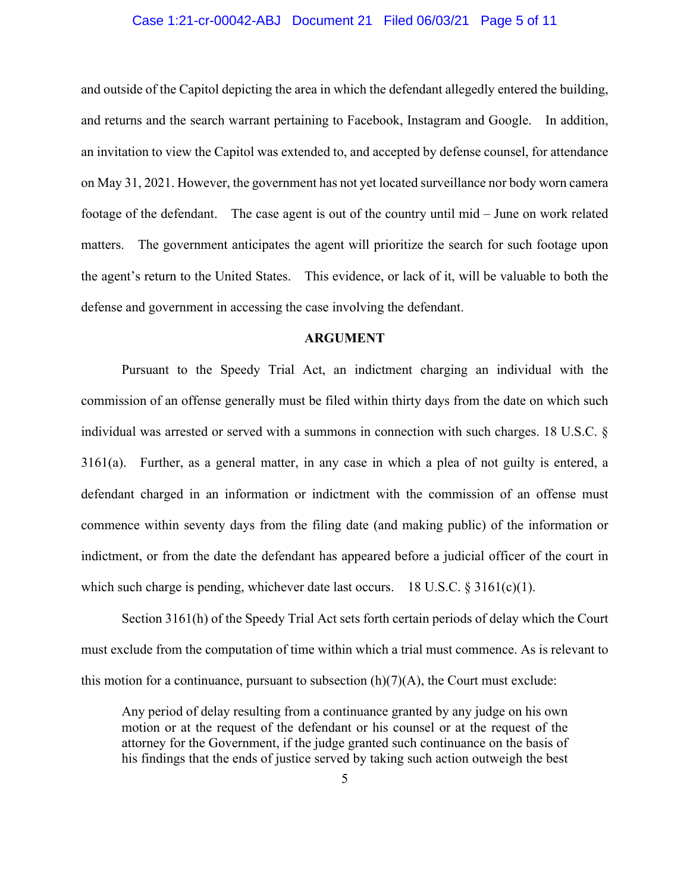and outside of the Capitol depicting the area in which the defendant allegedly entered the building, and returns and the search warrant pertaining to Facebook, Instagram and Google. In addition, an invitation to view the Capitol was extended to, and accepted by defense counsel, for attendance on May 31, 2021. However, the government has not yet located surveillance nor body worn camera footage of the defendant. The case agent is out of the country until mid – June on work related matters. The government anticipates the agent will prioritize the search for such footage upon the agent's return to the United States. This evidence, or lack of it, will be valuable to both the defense and government in accessing the case involving the defendant.

## ARGUMENT

Pursuant to the Speedy Trial Act, an indictment charging an individual with the commission of an offense generally must be filed within thirty days from the date on which such individual was arrested or served with a summons in connection with such charges. 18 U.S.C. § 3161(a). Further, as a general matter, in any case in which a plea of not guilty is entered, a defendant charged in an information or indictment with the commission of an offense must commence within seventy days from the filing date (and making public) of the information or indictment, or from the date the defendant has appeared before a judicial officer of the court in which such charge is pending, whichever date last occurs. 18 U.S.C. § 3161(c)(1).

Section 3161(h) of the Speedy Trial Act sets forth certain periods of delay which the Court must exclude from the computation of time within which a trial must commence. As is relevant to this motion for a continuance, pursuant to subsection (h)(7)(A), the Court must exclude:

> Any period of delay resulting from a continuance granted by any judge on his own motion or at the request of the defendant or his counsel or at the request of the attorney for the Government, if the judge granted such continuance on the basis of his findings that the ends of justice served by taking such action outweigh the best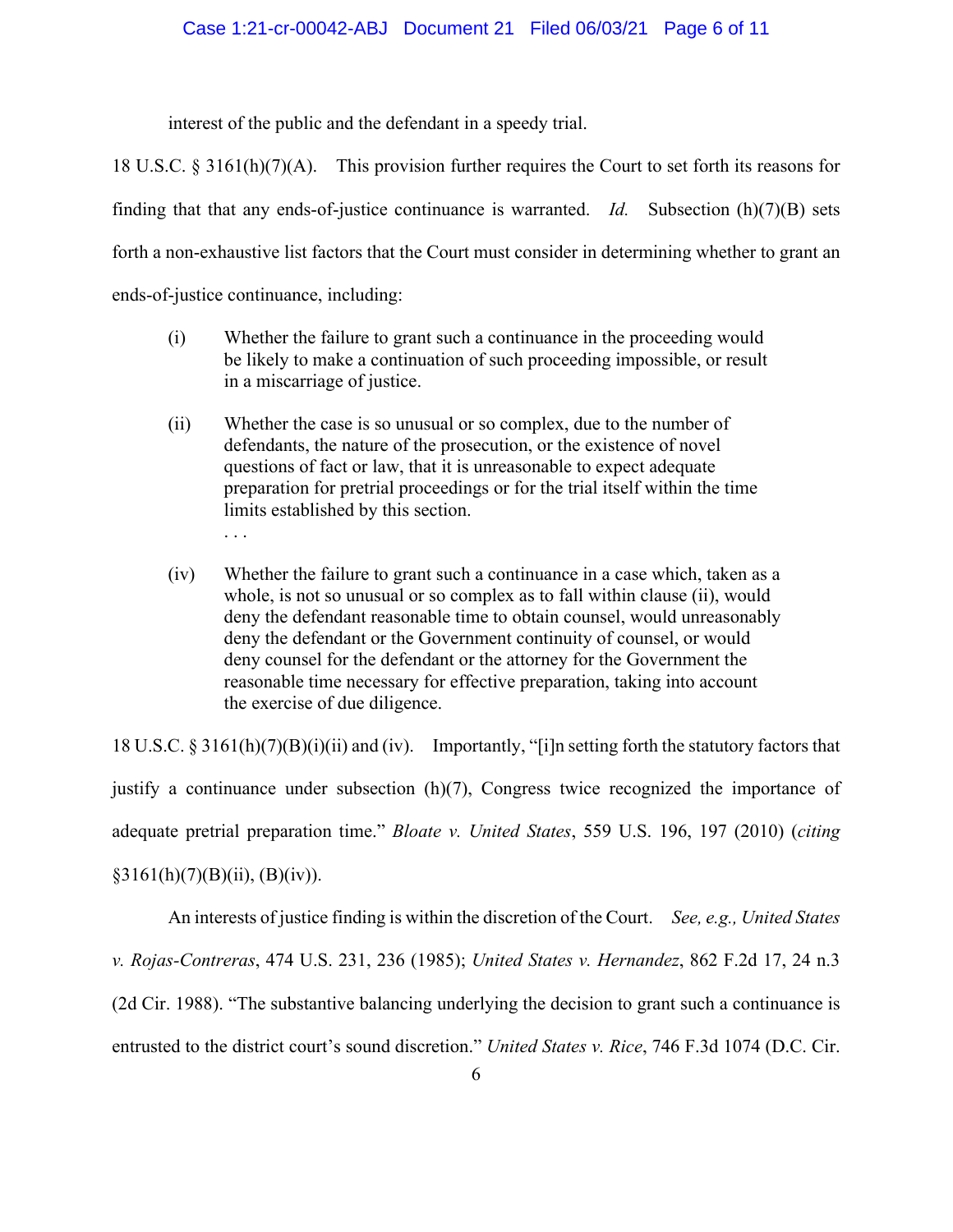interest of the public and the defendant in a speedy trial.

18 U.S.C. § 3161(h)(7)(A). This provision further requires the Court to set forth its reasons for finding that that any ends-of-justice continuance is warranted. *Id.* Subsection (h)(7)(B) sets forth a non-exhaustive list factors that the Court must consider in determining whether to grant an ends-of-justice continuance, including:

> (i) Whether the failure to grant such a continuance in the proceeding would be likely to make a continuation of such proceeding impossible, or result in a miscarriage of justice.
>
> (ii) Whether the case is so unusual or so complex, due to the number of defendants, the nature of the prosecution, or the existence of novel questions of fact or law, that it is unreasonable to expect adequate preparation for pretrial proceedings or for the trial itself within the time limits established by this section.
>
> . . .
>
> (iv) Whether the failure to grant such a continuance in a case which, taken as a whole, is not so unusual or so complex as to fall within clause (ii), would deny the defendant reasonable time to obtain counsel, would unreasonably deny the defendant or the Government continuity of counsel, or would deny counsel for the defendant or the attorney for the Government the reasonable time necessary for effective preparation, taking into account the exercise of due diligence.

18 U.S.C. § 3161(h)(7)(B)(i)(ii) and (iv). Importantly, "[i]n setting forth the statutory factors that justify a continuance under subsection (h)(7), Congress twice recognized the importance of adequate pretrial preparation time." *Bloate v. United States*, 559 U.S. 196, 197 (2010) (*citing* §3161(h)(7)(B)(ii), (B)(iv)).

An interests of justice finding is within the discretion of the Court. *See, e.g., United States v. Rojas-Contreras*, 474 U.S. 231, 236 (1985); *United States v. Hernandez*, 862 F.2d 17, 24 n.3 (2d Cir. 1988). "The substantive balancing underlying the decision to grant such a continuance is entrusted to the district court's sound discretion." *United States v. Rice*, 746 F.3d 1074 (D.C. Cir.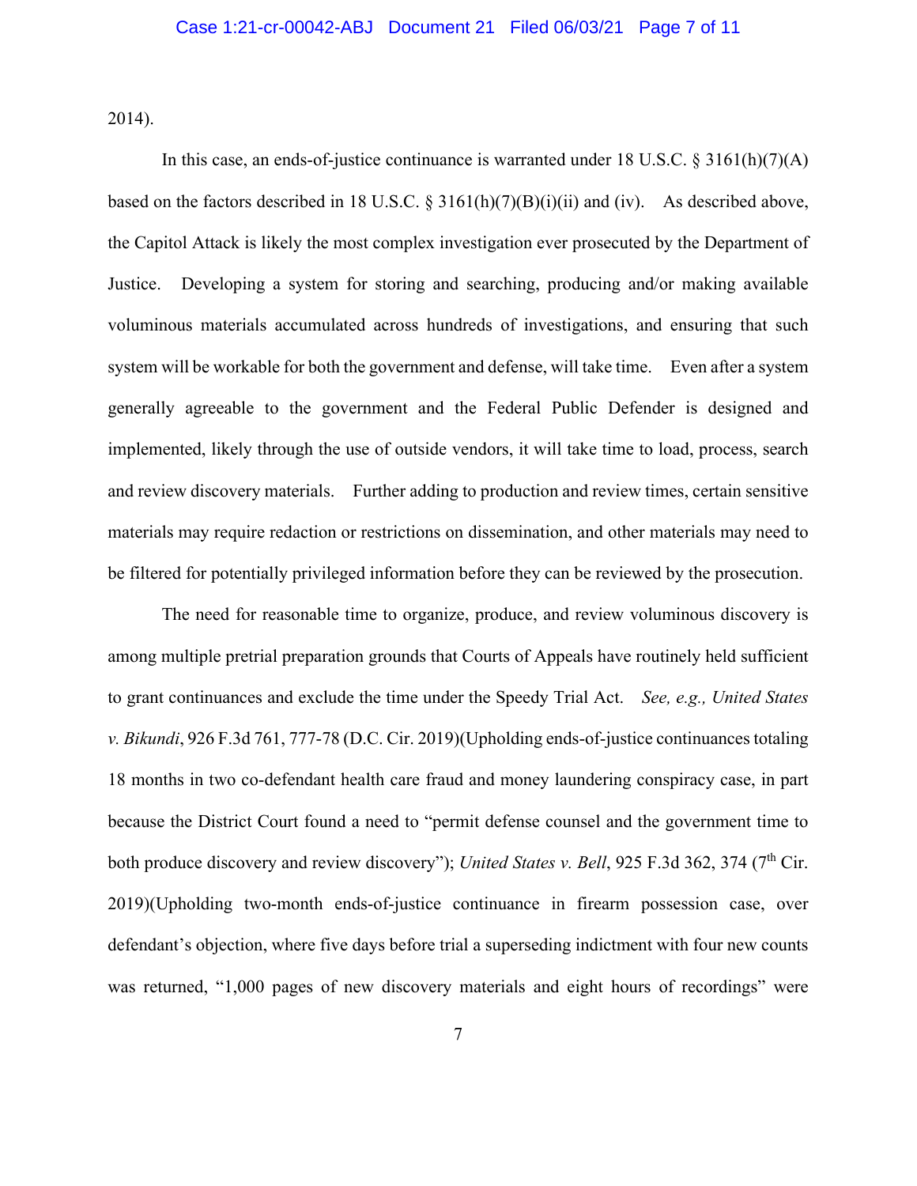2014).

In this case, an ends-of-justice continuance is warranted under 18 U.S.C. § 3161(h)(7)(A) based on the factors described in 18 U.S.C. § 3161(h)(7)(B)(i)(ii) and (iv). As described above, the Capitol Attack is likely the most complex investigation ever prosecuted by the Department of Justice. Developing a system for storing and searching, producing and/or making available voluminous materials accumulated across hundreds of investigations, and ensuring that such system will be workable for both the government and defense, will take time. Even after a system generally agreeable to the government and the Federal Public Defender is designed and implemented, likely through the use of outside vendors, it will take time to load, process, search and review discovery materials. Further adding to production and review times, certain sensitive materials may require redaction or restrictions on dissemination, and other materials may need to be filtered for potentially privileged information before they can be reviewed by the prosecution.

The need for reasonable time to organize, produce, and review voluminous discovery is among multiple pretrial preparation grounds that Courts of Appeals have routinely held sufficient to grant continuances and exclude the time under the Speedy Trial Act. *See, e.g., United States v. Bikundi*, 926 F.3d 761, 777-78 (D.C. Cir. 2019)(Upholding ends-of-justice continuances totaling 18 months in two co-defendant health care fraud and money laundering conspiracy case, in part because the District Court found a need to "permit defense counsel and the government time to both produce discovery and review discovery"); *United States v. Bell*, 925 F.3d 362, 374 (7th Cir. 2019)(Upholding two-month ends-of-justice continuance in firearm possession case, over defendant's objection, where five days before trial a superseding indictment with four new counts was returned, "1,000 pages of new discovery materials and eight hours of recordings" were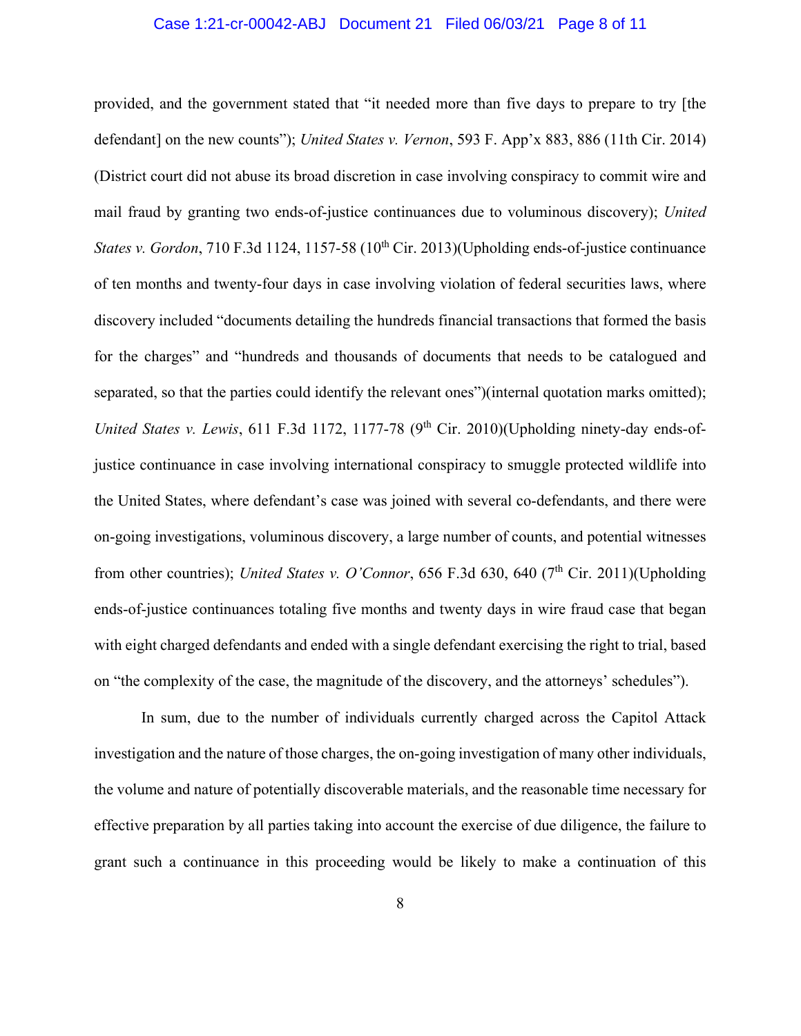provided, and the government stated that "it needed more than five days to prepare to try [the defendant] on the new counts"); *United States v. Vernon*, 593 F. App'x 883, 886 (11th Cir. 2014) (District court did not abuse its broad discretion in case involving conspiracy to commit wire and mail fraud by granting two ends-of-justice continuances due to voluminous discovery); *United States v. Gordon*, 710 F.3d 1124, 1157-58 (10th Cir. 2013)(Upholding ends-of-justice continuance of ten months and twenty-four days in case involving violation of federal securities laws, where discovery included "documents detailing the hundreds financial transactions that formed the basis for the charges" and "hundreds and thousands of documents that needs to be catalogued and separated, so that the parties could identify the relevant ones")(internal quotation marks omitted); *United States v. Lewis*, 611 F.3d 1172, 1177-78 (9th Cir. 2010)(Upholding ninety-day ends-of-justice continuance in case involving international conspiracy to smuggle protected wildlife into the United States, where defendant's case was joined with several co-defendants, and there were on-going investigations, voluminous discovery, a large number of counts, and potential witnesses from other countries); *United States v. O'Connor*, 656 F.3d 630, 640 (7th Cir. 2011)(Upholding ends-of-justice continuances totaling five months and twenty days in wire fraud case that began with eight charged defendants and ended with a single defendant exercising the right to trial, based on "the complexity of the case, the magnitude of the discovery, and the attorneys' schedules").

In sum, due to the number of individuals currently charged across the Capitol Attack investigation and the nature of those charges, the on-going investigation of many other individuals, the volume and nature of potentially discoverable materials, and the reasonable time necessary for effective preparation by all parties taking into account the exercise of due diligence, the failure to grant such a continuance in this proceeding would be likely to make a continuation of this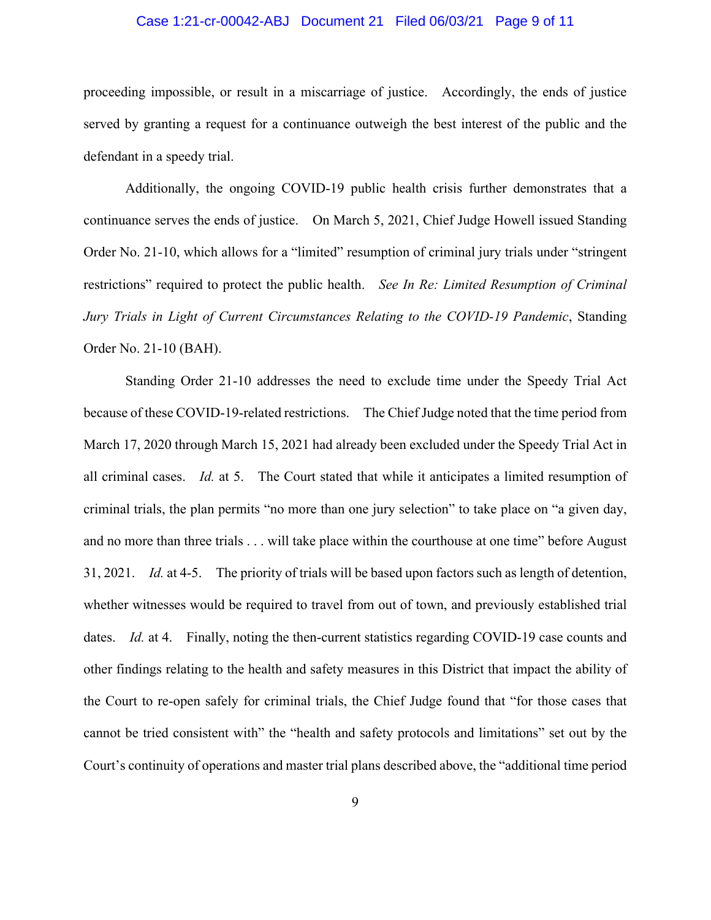proceeding impossible, or result in a miscarriage of justice. Accordingly, the ends of justice served by granting a request for a continuance outweigh the best interest of the public and the defendant in a speedy trial.

Additionally, the ongoing COVID-19 public health crisis further demonstrates that a continuance serves the ends of justice. On March 5, 2021, Chief Judge Howell issued Standing Order No. 21-10, which allows for a "limited" resumption of criminal jury trials under "stringent restrictions" required to protect the public health. *See In Re: Limited Resumption of Criminal Jury Trials in Light of Current Circumstances Relating to the COVID-19 Pandemic*, Standing Order No. 21-10 (BAH).

Standing Order 21-10 addresses the need to exclude time under the Speedy Trial Act because of these COVID-19-related restrictions. The Chief Judge noted that the time period from March 17, 2020 through March 15, 2021 had already been excluded under the Speedy Trial Act in all criminal cases. *Id.* at 5. The Court stated that while it anticipates a limited resumption of criminal trials, the plan permits "no more than one jury selection" to take place on "a given day, and no more than three trials . . . will take place within the courthouse at one time" before August 31, 2021. *Id.* at 4-5. The priority of trials will be based upon factors such as length of detention, whether witnesses would be required to travel from out of town, and previously established trial dates. *Id.* at 4. Finally, noting the then-current statistics regarding COVID-19 case counts and other findings relating to the health and safety measures in this District that impact the ability of the Court to re-open safely for criminal trials, the Chief Judge found that "for those cases that cannot be tried consistent with" the "health and safety protocols and limitations" set out by the Court's continuity of operations and master trial plans described above, the "additional time period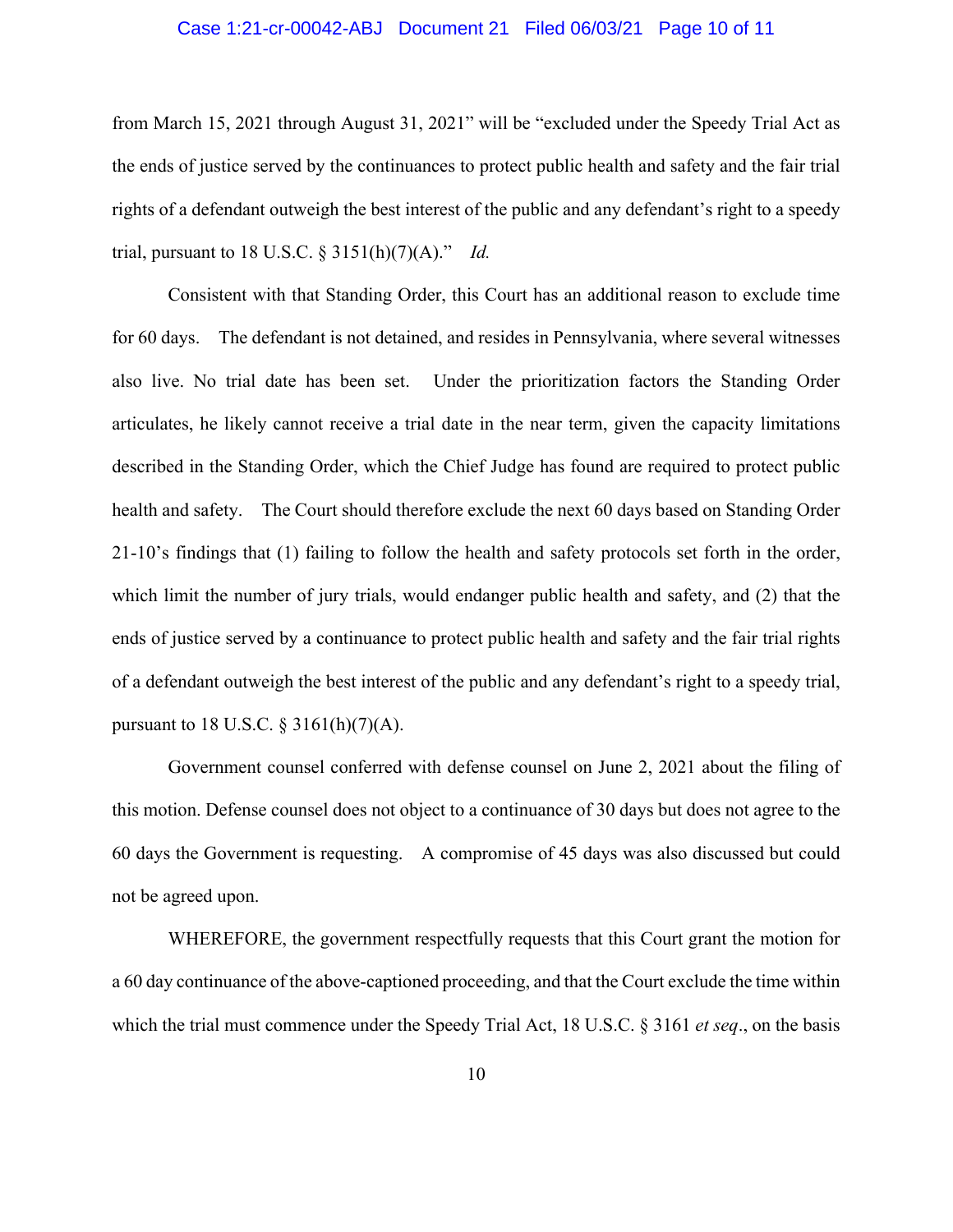from March 15, 2021 through August 31, 2021" will be "excluded under the Speedy Trial Act as the ends of justice served by the continuances to protect public health and safety and the fair trial rights of a defendant outweigh the best interest of the public and any defendant's right to a speedy trial, pursuant to 18 U.S.C. § 3151(h)(7)(A)." *Id.*

Consistent with that Standing Order, this Court has an additional reason to exclude time for 60 days. The defendant is not detained, and resides in Pennsylvania, where several witnesses also live. No trial date has been set. Under the prioritization factors the Standing Order articulates, he likely cannot receive a trial date in the near term, given the capacity limitations described in the Standing Order, which the Chief Judge has found are required to protect public health and safety. The Court should therefore exclude the next 60 days based on Standing Order 21-10's findings that (1) failing to follow the health and safety protocols set forth in the order, which limit the number of jury trials, would endanger public health and safety, and (2) that the ends of justice served by a continuance to protect public health and safety and the fair trial rights of a defendant outweigh the best interest of the public and any defendant's right to a speedy trial, pursuant to 18 U.S.C. § 3161(h)(7)(A).

Government counsel conferred with defense counsel on June 2, 2021 about the filing of this motion. Defense counsel does not object to a continuance of 30 days but does not agree to the 60 days the Government is requesting. A compromise of 45 days was also discussed but could not be agreed upon.

WHEREFORE, the government respectfully requests that this Court grant the motion for a 60 day continuance of the above-captioned proceeding, and that the Court exclude the time within which the trial must commence under the Speedy Trial Act, 18 U.S.C. § 3161 *et seq*., on the basis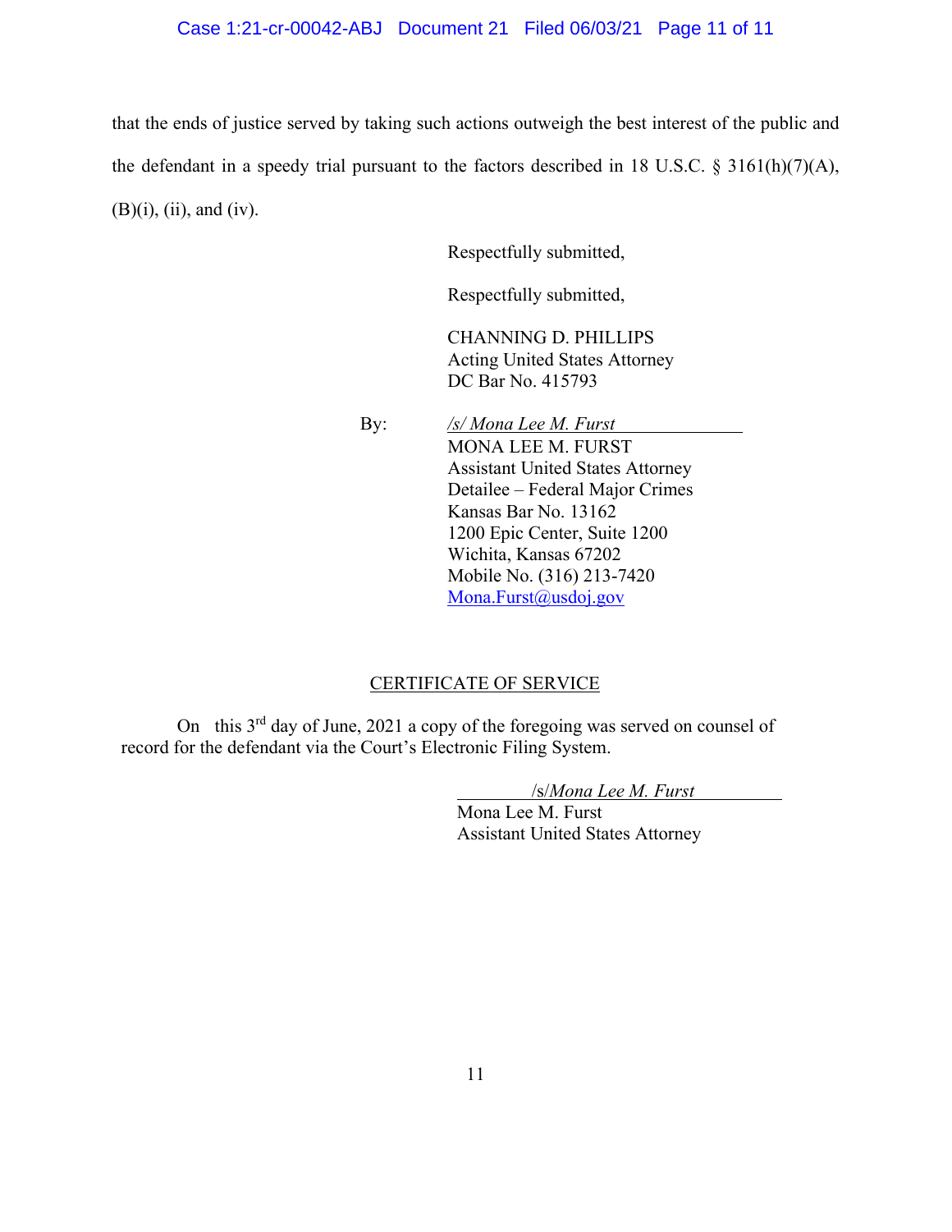that the ends of justice served by taking such actions outweigh the best interest of the public and the defendant in a speedy trial pursuant to the factors described in 18 U.S.C. § 3161(h)(7)(A), (B)(i), (ii), and (iv).

Respectfully submitted,

Respectfully submitted,

CHANNING D. PHILLIPS
Acting United States Attorney
DC Bar No. 415793

By: */s/ Mona Lee M. Furst*
MONA LEE M. FURST
Assistant United States Attorney
Detailee – Federal Major Crimes
Kansas Bar No. 13162
1200 Epic Center, Suite 1200
Wichita, Kansas 67202
Mobile No. (316) 213-7420
Mona.Furst@usdoj.gov

## CERTIFICATE OF SERVICE

On this 3rd day of June, 2021 a copy of the foregoing was served on counsel of record for the defendant via the Court's Electronic Filing System.

/s/*Mona Lee M. Furst*
Mona Lee M. Furst
Assistant United States Attorney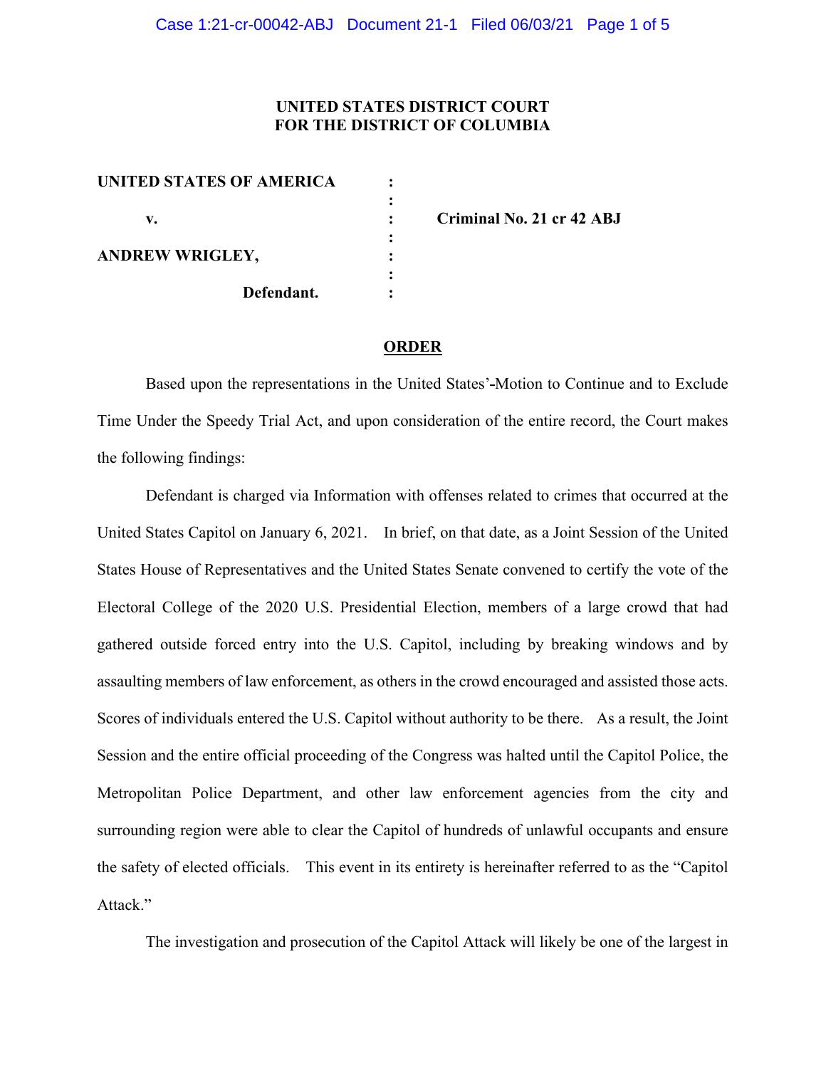**UNITED STATES DISTRICT COURT**
**FOR THE DISTRICT OF COLUMBIA**

| | | |
|---|---|---|
| **UNITED STATES OF AMERICA** | : | |
| | : | |
| **v.** | : | **Criminal No. 21 cr 42 ABJ** |
| | : | |
| **ANDREW WRIGLEY,** | : | |
| | : | |
| **Defendant.** | : | |

**ORDER**

Based upon the representations in the United States'-Motion to Continue and to Exclude Time Under the Speedy Trial Act, and upon consideration of the entire record, the Court makes the following findings:

Defendant is charged via Information with offenses related to crimes that occurred at the United States Capitol on January 6, 2021. In brief, on that date, as a Joint Session of the United States House of Representatives and the United States Senate convened to certify the vote of the Electoral College of the 2020 U.S. Presidential Election, members of a large crowd that had gathered outside forced entry into the U.S. Capitol, including by breaking windows and by assaulting members of law enforcement, as others in the crowd encouraged and assisted those acts. Scores of individuals entered the U.S. Capitol without authority to be there. As a result, the Joint Session and the entire official proceeding of the Congress was halted until the Capitol Police, the Metropolitan Police Department, and other law enforcement agencies from the city and surrounding region were able to clear the Capitol of hundreds of unlawful occupants and ensure the safety of elected officials. This event in its entirety is hereinafter referred to as the "Capitol Attack."

The investigation and prosecution of the Capitol Attack will likely be one of the largest in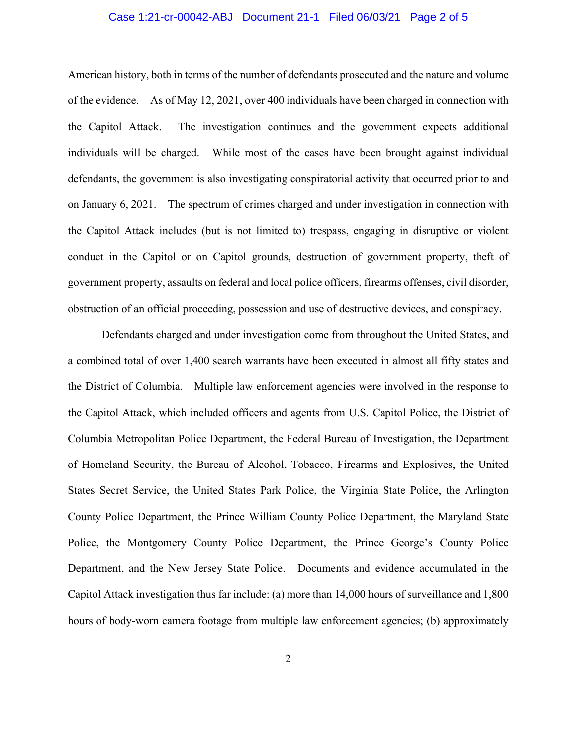American history, both in terms of the number of defendants prosecuted and the nature and volume of the evidence. As of May 12, 2021, over 400 individuals have been charged in connection with the Capitol Attack. The investigation continues and the government expects additional individuals will be charged. While most of the cases have been brought against individual defendants, the government is also investigating conspiratorial activity that occurred prior to and on January 6, 2021. The spectrum of crimes charged and under investigation in connection with the Capitol Attack includes (but is not limited to) trespass, engaging in disruptive or violent conduct in the Capitol or on Capitol grounds, destruction of government property, theft of government property, assaults on federal and local police officers, firearms offenses, civil disorder, obstruction of an official proceeding, possession and use of destructive devices, and conspiracy.

Defendants charged and under investigation come from throughout the United States, and a combined total of over 1,400 search warrants have been executed in almost all fifty states and the District of Columbia. Multiple law enforcement agencies were involved in the response to the Capitol Attack, which included officers and agents from U.S. Capitol Police, the District of Columbia Metropolitan Police Department, the Federal Bureau of Investigation, the Department of Homeland Security, the Bureau of Alcohol, Tobacco, Firearms and Explosives, the United States Secret Service, the United States Park Police, the Virginia State Police, the Arlington County Police Department, the Prince William County Police Department, the Maryland State Police, the Montgomery County Police Department, the Prince George's County Police Department, and the New Jersey State Police. Documents and evidence accumulated in the Capitol Attack investigation thus far include: (a) more than 14,000 hours of surveillance and 1,800 hours of body-worn camera footage from multiple law enforcement agencies; (b) approximately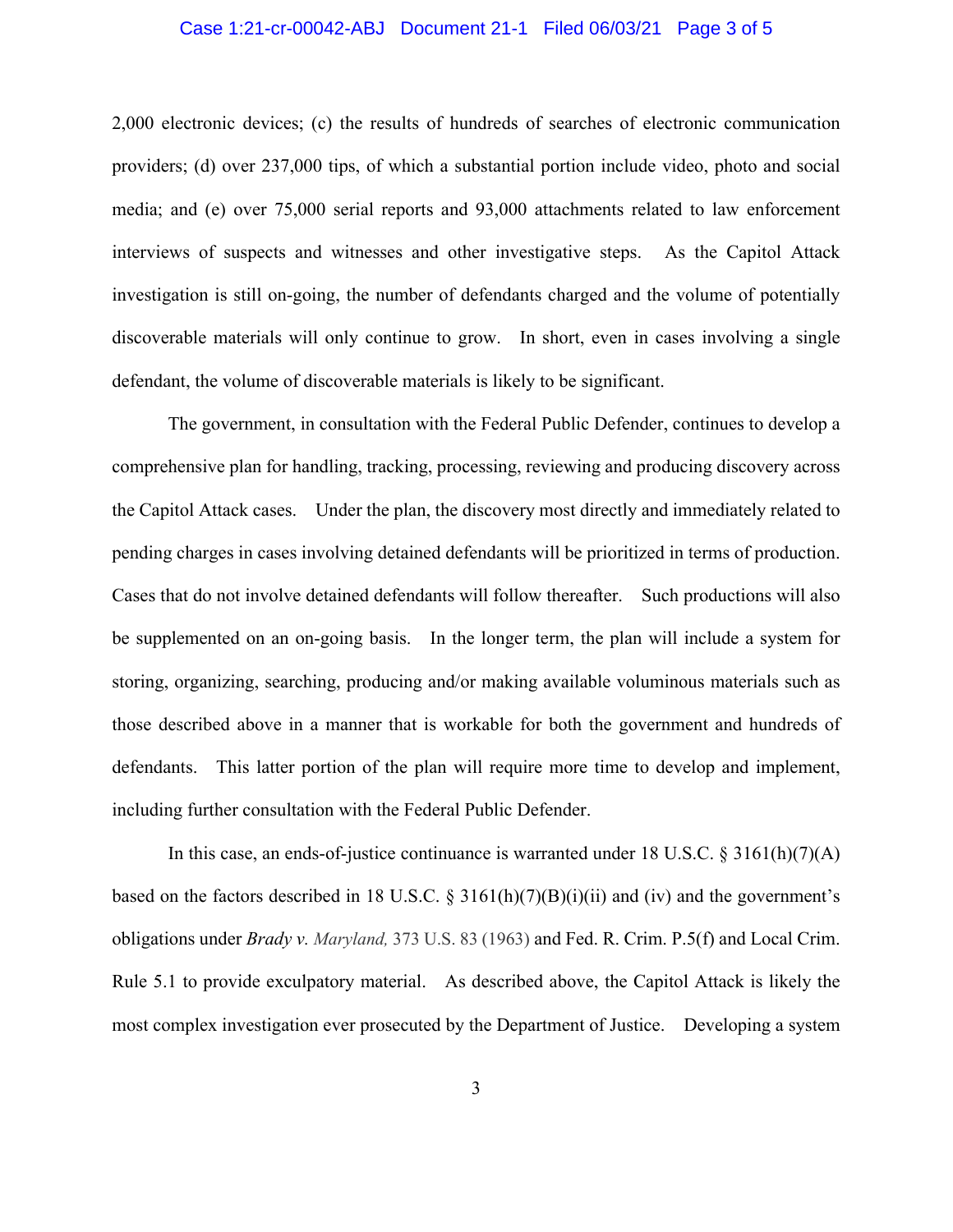2,000 electronic devices; (c) the results of hundreds of searches of electronic communication providers; (d) over 237,000 tips, of which a substantial portion include video, photo and social media; and (e) over 75,000 serial reports and 93,000 attachments related to law enforcement interviews of suspects and witnesses and other investigative steps. As the Capitol Attack investigation is still on-going, the number of defendants charged and the volume of potentially discoverable materials will only continue to grow. In short, even in cases involving a single defendant, the volume of discoverable materials is likely to be significant.

The government, in consultation with the Federal Public Defender, continues to develop a comprehensive plan for handling, tracking, processing, reviewing and producing discovery across the Capitol Attack cases. Under the plan, the discovery most directly and immediately related to pending charges in cases involving detained defendants will be prioritized in terms of production. Cases that do not involve detained defendants will follow thereafter. Such productions will also be supplemented on an on-going basis. In the longer term, the plan will include a system for storing, organizing, searching, producing and/or making available voluminous materials such as those described above in a manner that is workable for both the government and hundreds of defendants. This latter portion of the plan will require more time to develop and implement, including further consultation with the Federal Public Defender.

In this case, an ends-of-justice continuance is warranted under 18 U.S.C. § 3161(h)(7)(A) based on the factors described in 18 U.S.C. § 3161(h)(7)(B)(i)(ii) and (iv) and the government's obligations under *Brady v. Maryland,* 373 U.S. 83 (1963) and Fed. R. Crim. P.5(f) and Local Crim. Rule 5.1 to provide exculpatory material. As described above, the Capitol Attack is likely the most complex investigation ever prosecuted by the Department of Justice. Developing a system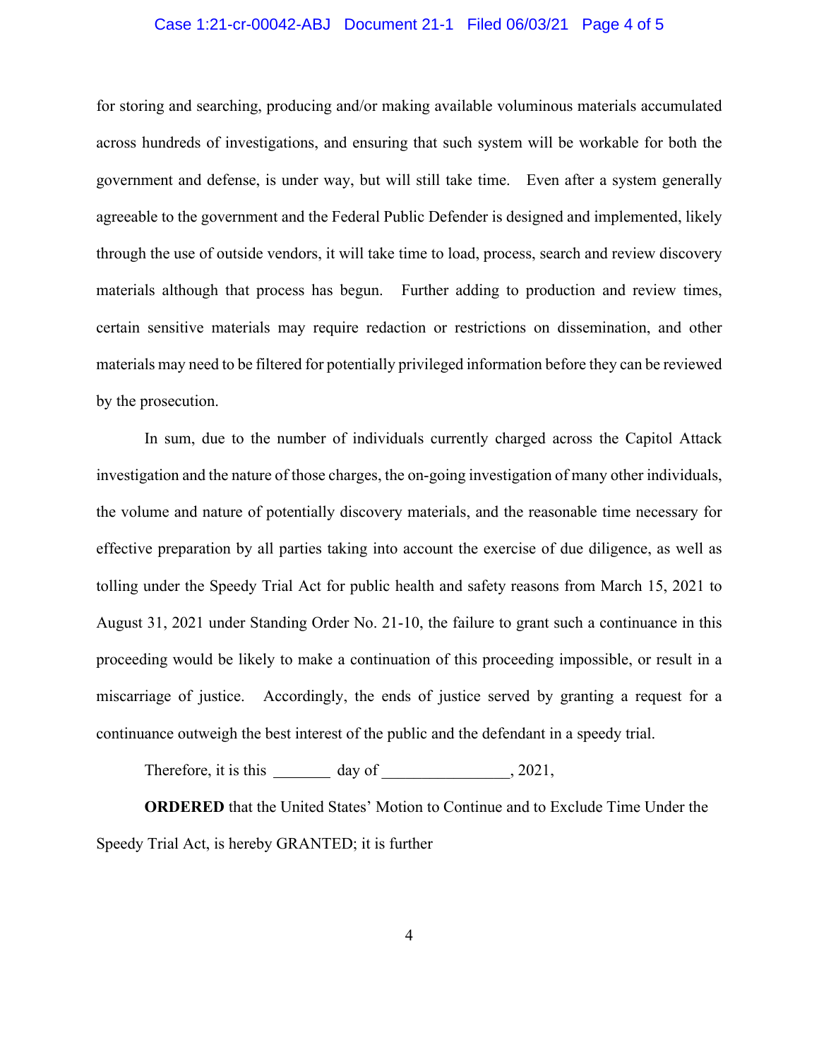for storing and searching, producing and/or making available voluminous materials accumulated across hundreds of investigations, and ensuring that such system will be workable for both the government and defense, is under way, but will still take time. Even after a system generally agreeable to the government and the Federal Public Defender is designed and implemented, likely through the use of outside vendors, it will take time to load, process, search and review discovery materials although that process has begun. Further adding to production and review times, certain sensitive materials may require redaction or restrictions on dissemination, and other materials may need to be filtered for potentially privileged information before they can be reviewed by the prosecution.

In sum, due to the number of individuals currently charged across the Capitol Attack investigation and the nature of those charges, the on-going investigation of many other individuals, the volume and nature of potentially discovery materials, and the reasonable time necessary for effective preparation by all parties taking into account the exercise of due diligence, as well as tolling under the Speedy Trial Act for public health and safety reasons from March 15, 2021 to August 31, 2021 under Standing Order No. 21-10, the failure to grant such a continuance in this proceeding would be likely to make a continuation of this proceeding impossible, or result in a miscarriage of justice. Accordingly, the ends of justice served by granting a request for a continuance outweigh the best interest of the public and the defendant in a speedy trial.

Therefore, it is this _______ day of ________________, 2021,

**ORDERED** that the United States' Motion to Continue and to Exclude Time Under the Speedy Trial Act, is hereby GRANTED; it is further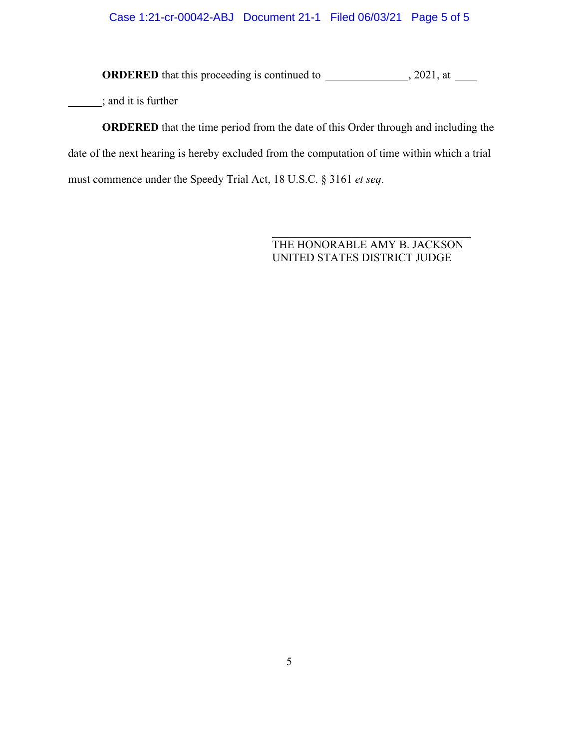**ORDERED** that this proceeding is continued to _______________, 2021, at ____ ______; and it is further

**ORDERED** that the time period from the date of this Order through and including the date of the next hearing is hereby excluded from the computation of time within which a trial must commence under the Speedy Trial Act, 18 U.S.C. § 3161 *et seq*.

_________________________________
THE HONORABLE AMY B. JACKSON
UNITED STATES DISTRICT JUDGE